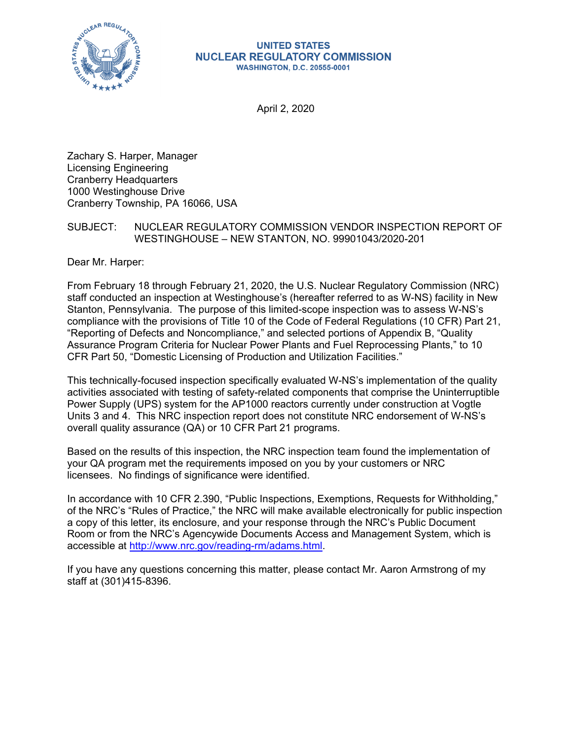UNITED STATES
NUCLEAR REGULATORY COMMISSION
WASHINGTON, D.C. 20555-0001

April 2, 2020

Zachary S. Harper, Manager
Licensing Engineering
Cranberry Headquarters
1000 Westinghouse Drive
Cranberry Township, PA 16066, USA

SUBJECT: NUCLEAR REGULATORY COMMISSION VENDOR INSPECTION REPORT OF WESTINGHOUSE – NEW STANTON, NO. 99901043/2020-201

Dear Mr. Harper:

From February 18 through February 21, 2020, the U.S. Nuclear Regulatory Commission (NRC) staff conducted an inspection at Westinghouse's (hereafter referred to as W-NS) facility in New Stanton, Pennsylvania. The purpose of this limited-scope inspection was to assess W-NS's compliance with the provisions of Title 10 of the Code of Federal Regulations (10 CFR) Part 21, "Reporting of Defects and Noncompliance," and selected portions of Appendix B, "Quality Assurance Program Criteria for Nuclear Power Plants and Fuel Reprocessing Plants," to 10 CFR Part 50, "Domestic Licensing of Production and Utilization Facilities."

This technically-focused inspection specifically evaluated W-NS's implementation of the quality activities associated with testing of safety-related components that comprise the Uninterruptible Power Supply (UPS) system for the AP1000 reactors currently under construction at Vogtle Units 3 and 4. This NRC inspection report does not constitute NRC endorsement of W-NS's overall quality assurance (QA) or 10 CFR Part 21 programs.

Based on the results of this inspection, the NRC inspection team found the implementation of your QA program met the requirements imposed on you by your customers or NRC licensees. No findings of significance were identified.

In accordance with 10 CFR 2.390, "Public Inspections, Exemptions, Requests for Withholding," of the NRC's "Rules of Practice," the NRC will make available electronically for public inspection a copy of this letter, its enclosure, and your response through the NRC's Public Document Room or from the NRC's Agencywide Documents Access and Management System, which is accessible at http://www.nrc.gov/reading-rm/adams.html.

If you have any questions concerning this matter, please contact Mr. Aaron Armstrong of my staff at (301)415-8396.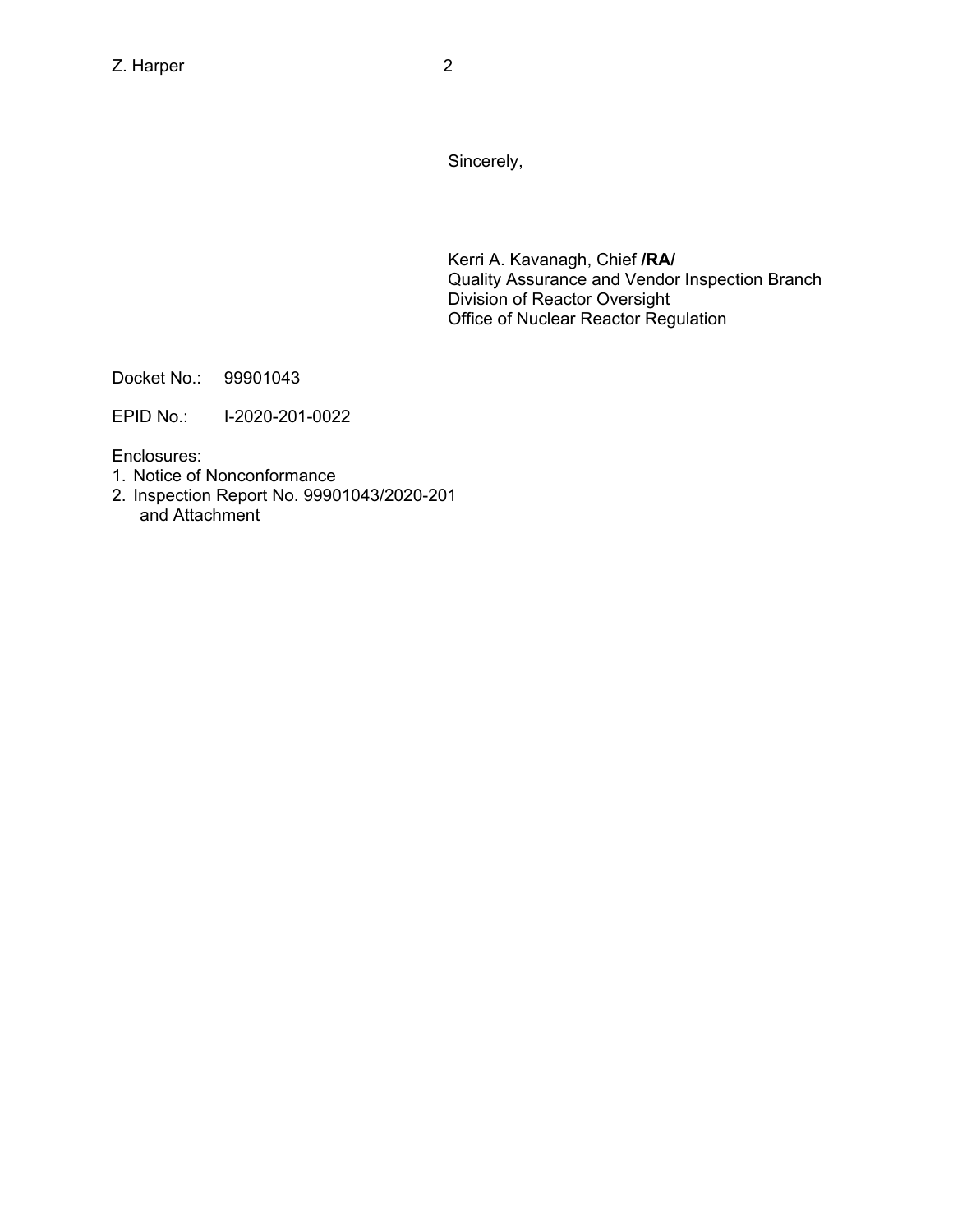Sincerely,

Kerri A. Kavanagh, Chief **/RA/**
Quality Assurance and Vendor Inspection Branch
Division of Reactor Oversight
Office of Nuclear Reactor Regulation

Docket No.: 99901043

EPID No.: I-2020-201-0022

Enclosures:
1. Notice of Nonconformance
2. Inspection Report No. 99901043/2020-201 and Attachment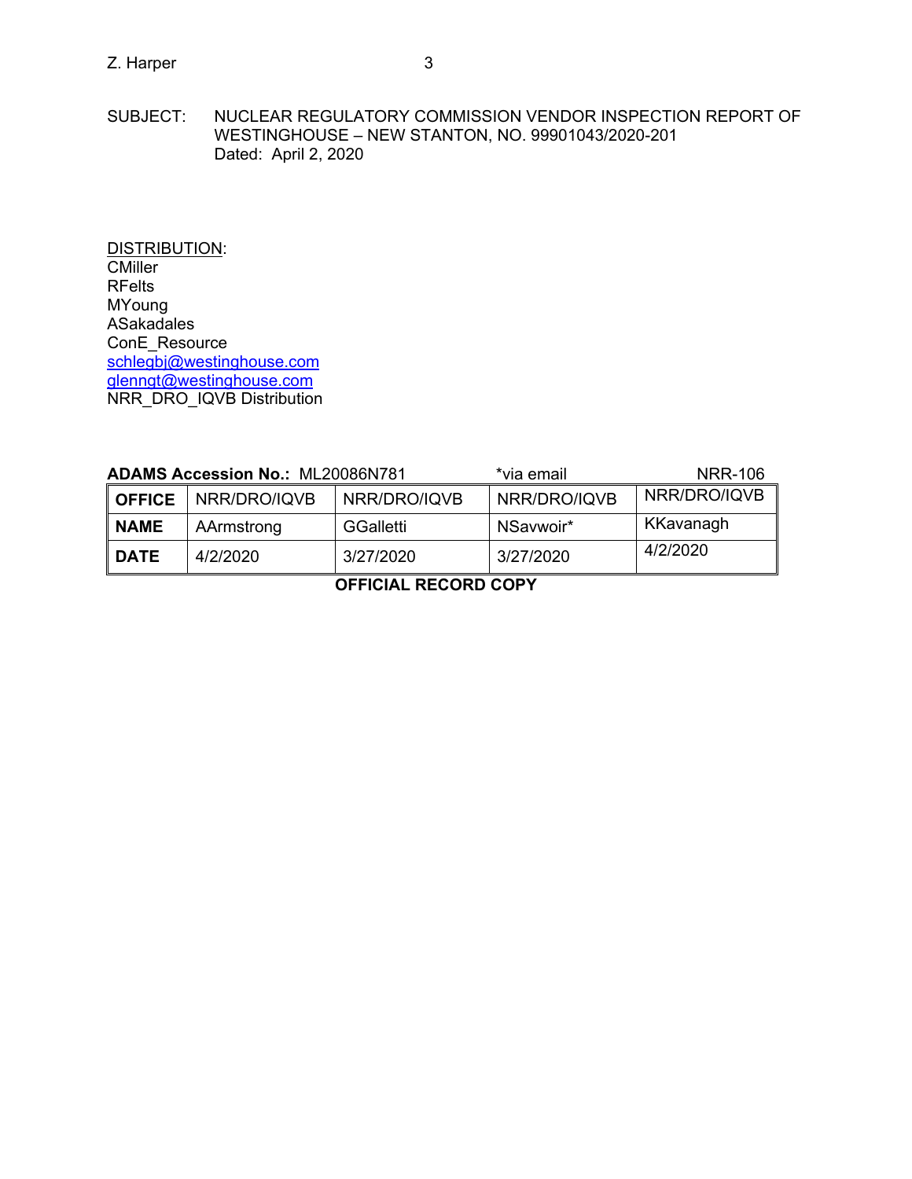SUBJECT: NUCLEAR REGULATORY COMMISSION VENDOR INSPECTION REPORT OF WESTINGHOUSE – NEW STANTON, NO. 99901043/2020-201
Dated: April 2, 2020

DISTRIBUTION:
CMiller
RFelts
MYoung
ASakadales
ConE_Resource
schlegbj@westinghouse.com
glenngt@westinghouse.com
NRR_DRO_IQVB Distribution

**ADAMS Accession No.:** ML20086N781 *via email NRR-106

| **OFFICE** | NRR/DRO/IQVB | NRR/DRO/IQVB | NRR/DRO/IQVB | NRR/DRO/IQVB |
|---|---|---|---|---|
| **NAME** | AArmstrong | GGalletti | NSavwoir* | KKavanagh |
| **DATE** | 4/2/2020 | 3/27/2020 | 3/27/2020 | 4/2/2020 |

**OFFICIAL RECORD COPY**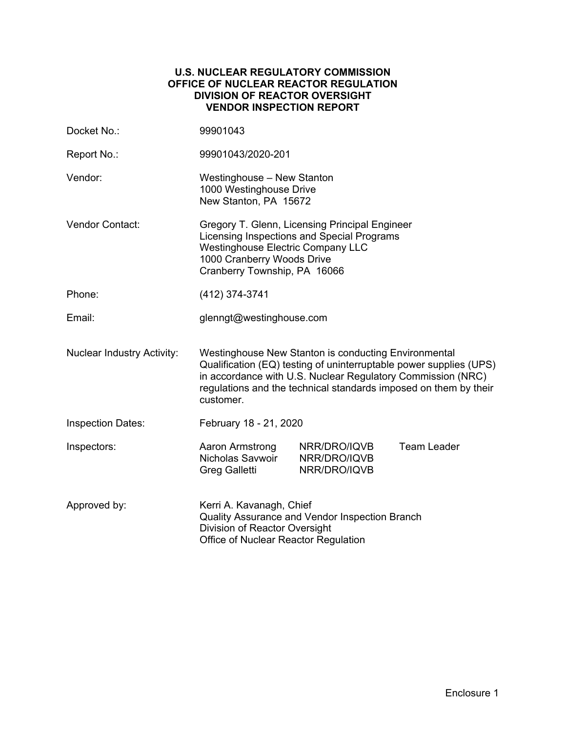**U.S. NUCLEAR REGULATORY COMMISSION**
**OFFICE OF NUCLEAR REACTOR REGULATION**
**DIVISION OF REACTOR OVERSIGHT**
**VENDOR INSPECTION REPORT**

| | |
|---|---|
| Docket No.: | 99901043 |
| Report No.: | 99901043/2020-201 |
| Vendor: | Westinghouse – New Stanton<br>1000 Westinghouse Drive<br>New Stanton, PA 15672 |
| Vendor Contact: | Gregory T. Glenn, Licensing Principal Engineer<br>Licensing Inspections and Special Programs<br>Westinghouse Electric Company LLC<br>1000 Cranberry Woods Drive<br>Cranberry Township, PA 16066 |
| Phone: | (412) 374-3741 |
| Email: | glenngt@westinghouse.com |
| Nuclear Industry Activity: | Westinghouse New Stanton is conducting Environmental Qualification (EQ) testing of uninterruptable power supplies (UPS) in accordance with U.S. Nuclear Regulatory Commission (NRC) regulations and the technical standards imposed on them by their customer. |
| Inspection Dates: | February 18 - 21, 2020 |

| Inspectors: | | | |
|---|---|---|---|
| | Aaron Armstrong | NRR/DRO/IQVB | Team Leader |
| | Nicholas Savwoir | NRR/DRO/IQVB | |
| | Greg Galletti | NRR/DRO/IQVB | |

| | |
|---|---|
| Approved by: | Kerri A. Kavanagh, Chief<br>Quality Assurance and Vendor Inspection Branch<br>Division of Reactor Oversight<br>Office of Nuclear Reactor Regulation |

Enclosure 1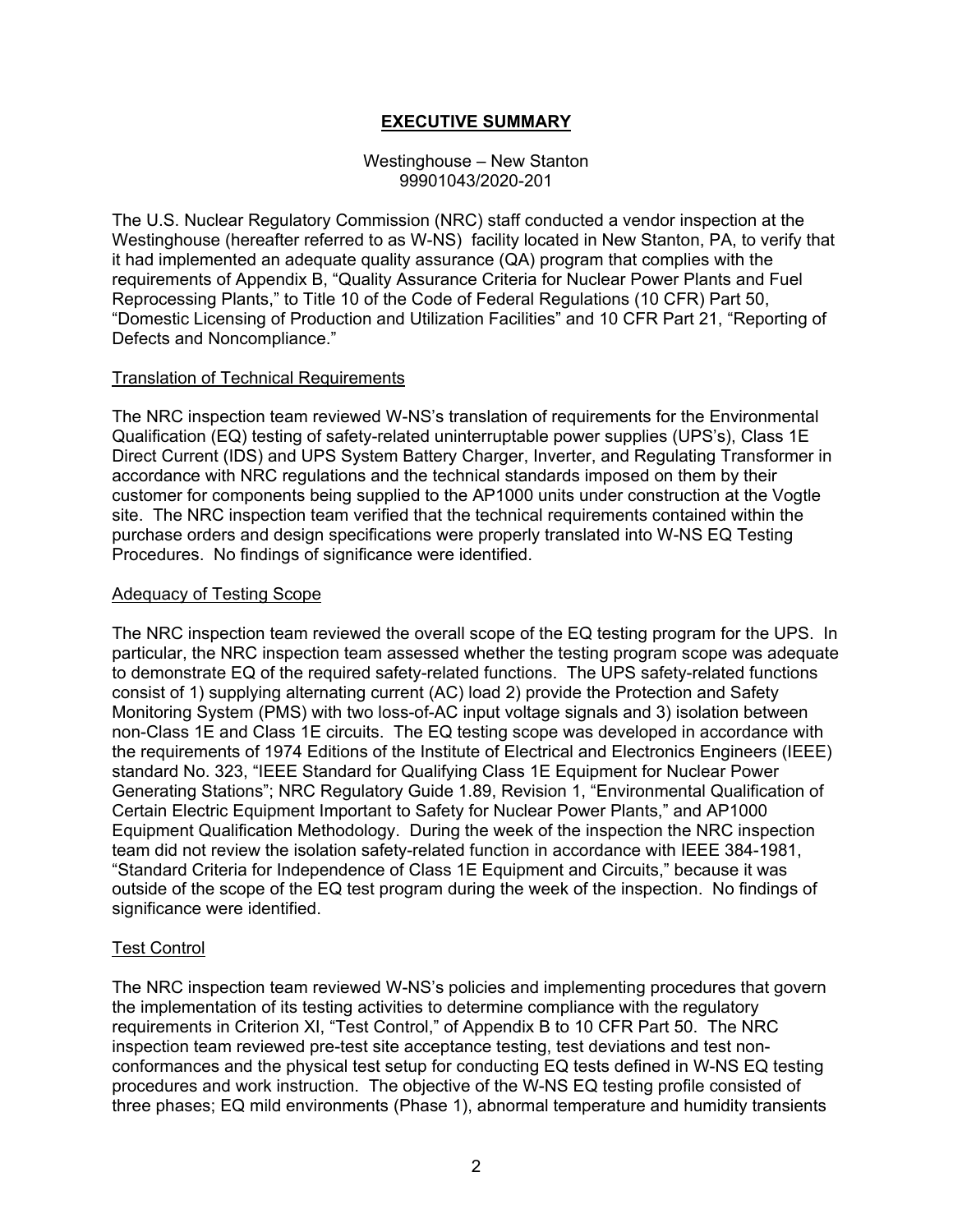# EXECUTIVE SUMMARY

Westinghouse – New Stanton
99901043/2020-201

The U.S. Nuclear Regulatory Commission (NRC) staff conducted a vendor inspection at the Westinghouse (hereafter referred to as W-NS) facility located in New Stanton, PA, to verify that it had implemented an adequate quality assurance (QA) program that complies with the requirements of Appendix B, "Quality Assurance Criteria for Nuclear Power Plants and Fuel Reprocessing Plants," to Title 10 of the Code of Federal Regulations (10 CFR) Part 50, "Domestic Licensing of Production and Utilization Facilities" and 10 CFR Part 21, "Reporting of Defects and Noncompliance."

## Translation of Technical Requirements

The NRC inspection team reviewed W-NS's translation of requirements for the Environmental Qualification (EQ) testing of safety-related uninterruptable power supplies (UPS's), Class 1E Direct Current (IDS) and UPS System Battery Charger, Inverter, and Regulating Transformer in accordance with NRC regulations and the technical standards imposed on them by their customer for components being supplied to the AP1000 units under construction at the Vogtle site. The NRC inspection team verified that the technical requirements contained within the purchase orders and design specifications were properly translated into W-NS EQ Testing Procedures. No findings of significance were identified.

## Adequacy of Testing Scope

The NRC inspection team reviewed the overall scope of the EQ testing program for the UPS. In particular, the NRC inspection team assessed whether the testing program scope was adequate to demonstrate EQ of the required safety-related functions. The UPS safety-related functions consist of 1) supplying alternating current (AC) load 2) provide the Protection and Safety Monitoring System (PMS) with two loss-of-AC input voltage signals and 3) isolation between non-Class 1E and Class 1E circuits. The EQ testing scope was developed in accordance with the requirements of 1974 Editions of the Institute of Electrical and Electronics Engineers (IEEE) standard No. 323, "IEEE Standard for Qualifying Class 1E Equipment for Nuclear Power Generating Stations"; NRC Regulatory Guide 1.89, Revision 1, "Environmental Qualification of Certain Electric Equipment Important to Safety for Nuclear Power Plants," and AP1000 Equipment Qualification Methodology. During the week of the inspection the NRC inspection team did not review the isolation safety-related function in accordance with IEEE 384-1981, "Standard Criteria for Independence of Class 1E Equipment and Circuits," because it was outside of the scope of the EQ test program during the week of the inspection. No findings of significance were identified.

## Test Control

The NRC inspection team reviewed W-NS's policies and implementing procedures that govern the implementation of its testing activities to determine compliance with the regulatory requirements in Criterion XI, "Test Control," of Appendix B to 10 CFR Part 50. The NRC inspection team reviewed pre-test site acceptance testing, test deviations and test non-conformances and the physical test setup for conducting EQ tests defined in W-NS EQ testing procedures and work instruction. The objective of the W-NS EQ testing profile consisted of three phases; EQ mild environments (Phase 1), abnormal temperature and humidity transients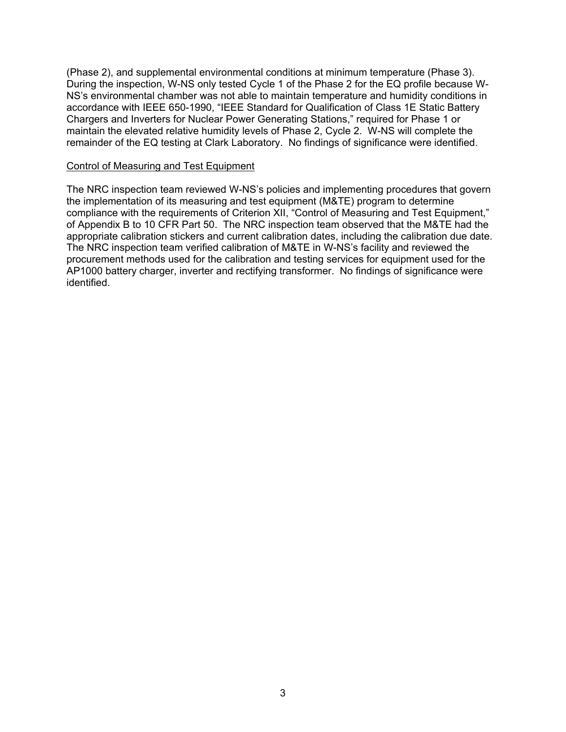(Phase 2), and supplemental environmental conditions at minimum temperature (Phase 3). During the inspection, W-NS only tested Cycle 1 of the Phase 2 for the EQ profile because W-NS's environmental chamber was not able to maintain temperature and humidity conditions in accordance with IEEE 650-1990, "IEEE Standard for Qualification of Class 1E Static Battery Chargers and Inverters for Nuclear Power Generating Stations," required for Phase 1 or maintain the elevated relative humidity levels of Phase 2, Cycle 2. W-NS will complete the remainder of the EQ testing at Clark Laboratory. No findings of significance were identified.

Control of Measuring and Test Equipment

The NRC inspection team reviewed W-NS's policies and implementing procedures that govern the implementation of its measuring and test equipment (M&TE) program to determine compliance with the requirements of Criterion XII, "Control of Measuring and Test Equipment," of Appendix B to 10 CFR Part 50. The NRC inspection team observed that the M&TE had the appropriate calibration stickers and current calibration dates, including the calibration due date. The NRC inspection team verified calibration of M&TE in W-NS's facility and reviewed the procurement methods used for the calibration and testing services for equipment used for the AP1000 battery charger, inverter and rectifying transformer. No findings of significance were identified.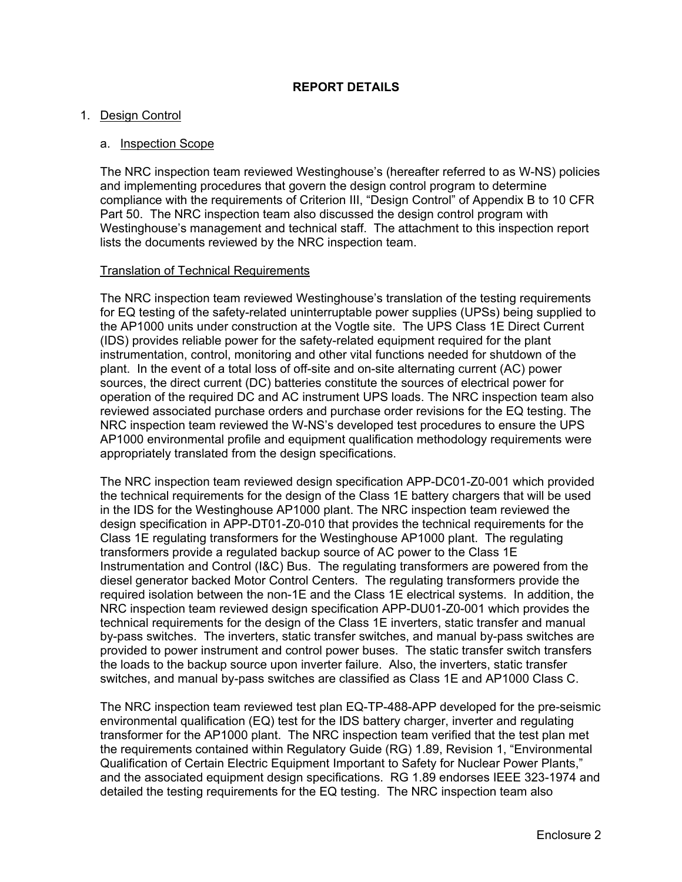## REPORT DETAILS

1. Design Control

   a. Inspection Scope

The NRC inspection team reviewed Westinghouse's (hereafter referred to as W-NS) policies and implementing procedures that govern the design control program to determine compliance with the requirements of Criterion III, "Design Control" of Appendix B to 10 CFR Part 50. The NRC inspection team also discussed the design control program with Westinghouse's management and technical staff. The attachment to this inspection report lists the documents reviewed by the NRC inspection team.

Translation of Technical Requirements

The NRC inspection team reviewed Westinghouse's translation of the testing requirements for EQ testing of the safety-related uninterruptable power supplies (UPSs) being supplied to the AP1000 units under construction at the Vogtle site. The UPS Class 1E Direct Current (IDS) provides reliable power for the safety-related equipment required for the plant instrumentation, control, monitoring and other vital functions needed for shutdown of the plant. In the event of a total loss of off-site and on-site alternating current (AC) power sources, the direct current (DC) batteries constitute the sources of electrical power for operation of the required DC and AC instrument UPS loads. The NRC inspection team also reviewed associated purchase orders and purchase order revisions for the EQ testing. The NRC inspection team reviewed the W-NS's developed test procedures to ensure the UPS AP1000 environmental profile and equipment qualification methodology requirements were appropriately translated from the design specifications.

The NRC inspection team reviewed design specification APP-DC01-Z0-001 which provided the technical requirements for the design of the Class 1E battery chargers that will be used in the IDS for the Westinghouse AP1000 plant. The NRC inspection team reviewed the design specification in APP-DT01-Z0-010 that provides the technical requirements for the Class 1E regulating transformers for the Westinghouse AP1000 plant. The regulating transformers provide a regulated backup source of AC power to the Class 1E Instrumentation and Control (I&C) Bus. The regulating transformers are powered from the diesel generator backed Motor Control Centers. The regulating transformers provide the required isolation between the non-1E and the Class 1E electrical systems. In addition, the NRC inspection team reviewed design specification APP-DU01-Z0-001 which provides the technical requirements for the design of the Class 1E inverters, static transfer and manual by-pass switches. The inverters, static transfer switches, and manual by-pass switches are provided to power instrument and control power buses. The static transfer switch transfers the loads to the backup source upon inverter failure. Also, the inverters, static transfer switches, and manual by-pass switches are classified as Class 1E and AP1000 Class C.

The NRC inspection team reviewed test plan EQ-TP-488-APP developed for the pre-seismic environmental qualification (EQ) test for the IDS battery charger, inverter and regulating transformer for the AP1000 plant. The NRC inspection team verified that the test plan met the requirements contained within Regulatory Guide (RG) 1.89, Revision 1, "Environmental Qualification of Certain Electric Equipment Important to Safety for Nuclear Power Plants," and the associated equipment design specifications. RG 1.89 endorses IEEE 323-1974 and detailed the testing requirements for the EQ testing. The NRC inspection team also

Enclosure 2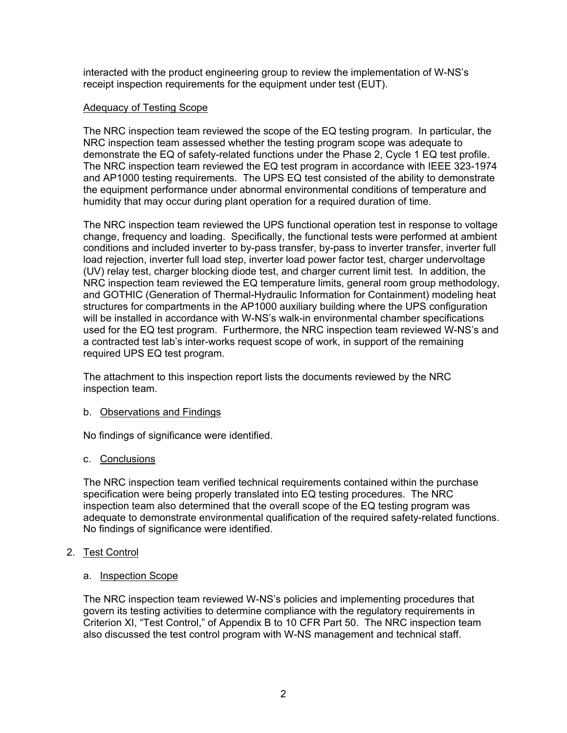interacted with the product engineering group to review the implementation of W-NS's receipt inspection requirements for the equipment under test (EUT).

Adequacy of Testing Scope

The NRC inspection team reviewed the scope of the EQ testing program. In particular, the NRC inspection team assessed whether the testing program scope was adequate to demonstrate the EQ of safety-related functions under the Phase 2, Cycle 1 EQ test profile. The NRC inspection team reviewed the EQ test program in accordance with IEEE 323-1974 and AP1000 testing requirements. The UPS EQ test consisted of the ability to demonstrate the equipment performance under abnormal environmental conditions of temperature and humidity that may occur during plant operation for a required duration of time.

The NRC inspection team reviewed the UPS functional operation test in response to voltage change, frequency and loading. Specifically, the functional tests were performed at ambient conditions and included inverter to by-pass transfer, by-pass to inverter transfer, inverter full load rejection, inverter full load step, inverter load power factor test, charger undervoltage (UV) relay test, charger blocking diode test, and charger current limit test. In addition, the NRC inspection team reviewed the EQ temperature limits, general room group methodology, and GOTHIC (Generation of Thermal-Hydraulic Information for Containment) modeling heat structures for compartments in the AP1000 auxiliary building where the UPS configuration will be installed in accordance with W-NS's walk-in environmental chamber specifications used for the EQ test program. Furthermore, the NRC inspection team reviewed W-NS's and a contracted test lab's inter-works request scope of work, in support of the remaining required UPS EQ test program.

The attachment to this inspection report lists the documents reviewed by the NRC inspection team.

b. Observations and Findings

No findings of significance were identified.

c. Conclusions

The NRC inspection team verified technical requirements contained within the purchase specification were being properly translated into EQ testing procedures. The NRC inspection team also determined that the overall scope of the EQ testing program was adequate to demonstrate environmental qualification of the required safety-related functions. No findings of significance were identified.

2. Test Control

a. Inspection Scope

The NRC inspection team reviewed W-NS's policies and implementing procedures that govern its testing activities to determine compliance with the regulatory requirements in Criterion XI, "Test Control," of Appendix B to 10 CFR Part 50. The NRC inspection team also discussed the test control program with W-NS management and technical staff.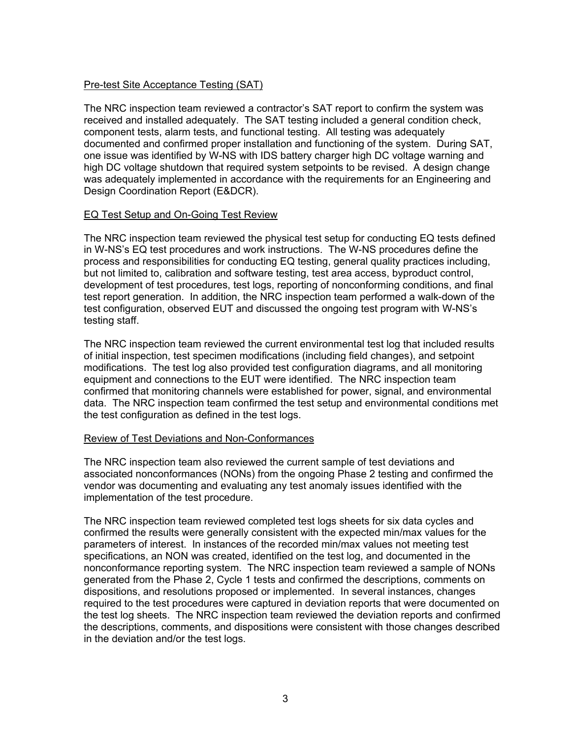Pre-test Site Acceptance Testing (SAT)

The NRC inspection team reviewed a contractor's SAT report to confirm the system was received and installed adequately. The SAT testing included a general condition check, component tests, alarm tests, and functional testing. All testing was adequately documented and confirmed proper installation and functioning of the system. During SAT, one issue was identified by W-NS with IDS battery charger high DC voltage warning and high DC voltage shutdown that required system setpoints to be revised. A design change was adequately implemented in accordance with the requirements for an Engineering and Design Coordination Report (E&DCR).

EQ Test Setup and On-Going Test Review

The NRC inspection team reviewed the physical test setup for conducting EQ tests defined in W-NS's EQ test procedures and work instructions. The W-NS procedures define the process and responsibilities for conducting EQ testing, general quality practices including, but not limited to, calibration and software testing, test area access, byproduct control, development of test procedures, test logs, reporting of nonconforming conditions, and final test report generation. In addition, the NRC inspection team performed a walk-down of the test configuration, observed EUT and discussed the ongoing test program with W-NS's testing staff.

The NRC inspection team reviewed the current environmental test log that included results of initial inspection, test specimen modifications (including field changes), and setpoint modifications. The test log also provided test configuration diagrams, and all monitoring equipment and connections to the EUT were identified. The NRC inspection team confirmed that monitoring channels were established for power, signal, and environmental data. The NRC inspection team confirmed the test setup and environmental conditions met the test configuration as defined in the test logs.

Review of Test Deviations and Non-Conformances

The NRC inspection team also reviewed the current sample of test deviations and associated nonconformances (NONs) from the ongoing Phase 2 testing and confirmed the vendor was documenting and evaluating any test anomaly issues identified with the implementation of the test procedure.

The NRC inspection team reviewed completed test logs sheets for six data cycles and confirmed the results were generally consistent with the expected min/max values for the parameters of interest. In instances of the recorded min/max values not meeting test specifications, an NON was created, identified on the test log, and documented in the nonconformance reporting system. The NRC inspection team reviewed a sample of NONs generated from the Phase 2, Cycle 1 tests and confirmed the descriptions, comments on dispositions, and resolutions proposed or implemented. In several instances, changes required to the test procedures were captured in deviation reports that were documented on the test log sheets. The NRC inspection team reviewed the deviation reports and confirmed the descriptions, comments, and dispositions were consistent with those changes described in the deviation and/or the test logs.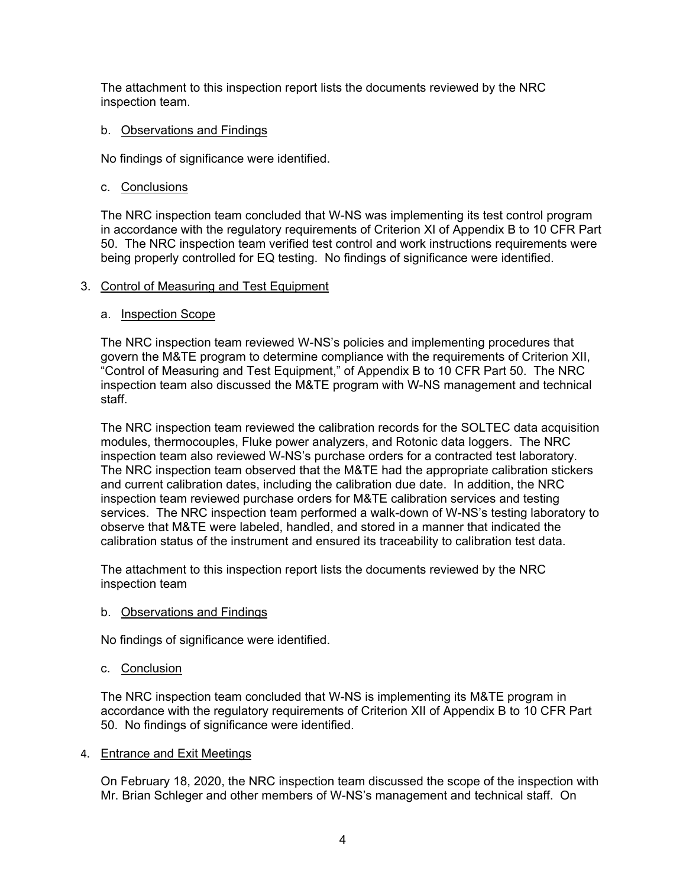The attachment to this inspection report lists the documents reviewed by the NRC inspection team.

b. Observations and Findings

No findings of significance were identified.

c. Conclusions

The NRC inspection team concluded that W-NS was implementing its test control program in accordance with the regulatory requirements of Criterion XI of Appendix B to 10 CFR Part 50. The NRC inspection team verified test control and work instructions requirements were being properly controlled for EQ testing. No findings of significance were identified.

## 3. Control of Measuring and Test Equipment

a. Inspection Scope

The NRC inspection team reviewed W-NS's policies and implementing procedures that govern the M&TE program to determine compliance with the requirements of Criterion XII, "Control of Measuring and Test Equipment," of Appendix B to 10 CFR Part 50. The NRC inspection team also discussed the M&TE program with W-NS management and technical staff.

The NRC inspection team reviewed the calibration records for the SOLTEC data acquisition modules, thermocouples, Fluke power analyzers, and Rotonic data loggers. The NRC inspection team also reviewed W-NS's purchase orders for a contracted test laboratory. The NRC inspection team observed that the M&TE had the appropriate calibration stickers and current calibration dates, including the calibration due date. In addition, the NRC inspection team reviewed purchase orders for M&TE calibration services and testing services. The NRC inspection team performed a walk-down of W-NS's testing laboratory to observe that M&TE were labeled, handled, and stored in a manner that indicated the calibration status of the instrument and ensured its traceability to calibration test data.

The attachment to this inspection report lists the documents reviewed by the NRC inspection team

b. Observations and Findings

No findings of significance were identified.

c. Conclusion

The NRC inspection team concluded that W-NS is implementing its M&TE program in accordance with the regulatory requirements of Criterion XII of Appendix B to 10 CFR Part 50. No findings of significance were identified.

## 4. Entrance and Exit Meetings

On February 18, 2020, the NRC inspection team discussed the scope of the inspection with Mr. Brian Schleger and other members of W-NS's management and technical staff. On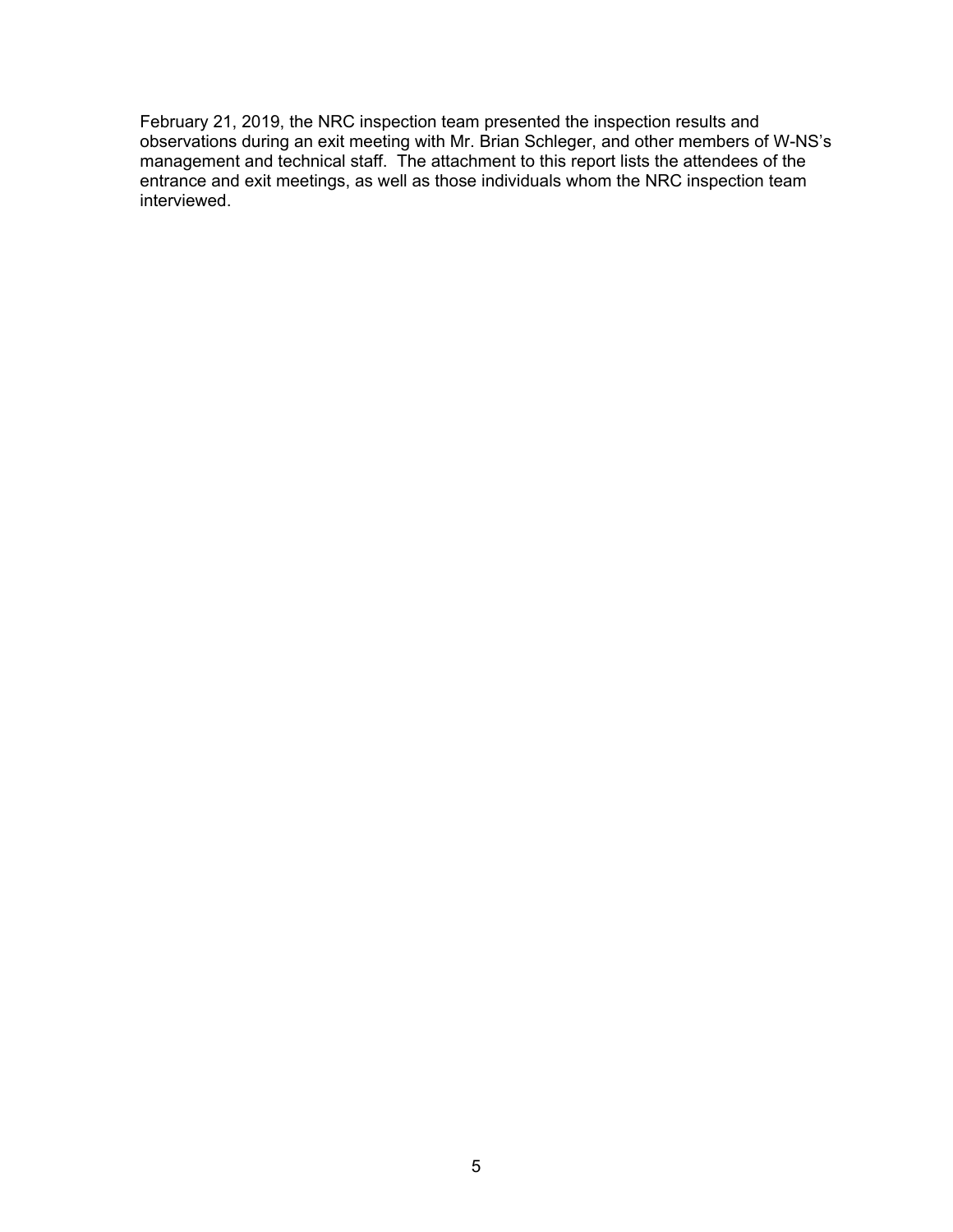February 21, 2019, the NRC inspection team presented the inspection results and observations during an exit meeting with Mr. Brian Schleger, and other members of W-NS's management and technical staff. The attachment to this report lists the attendees of the entrance and exit meetings, as well as those individuals whom the NRC inspection team interviewed.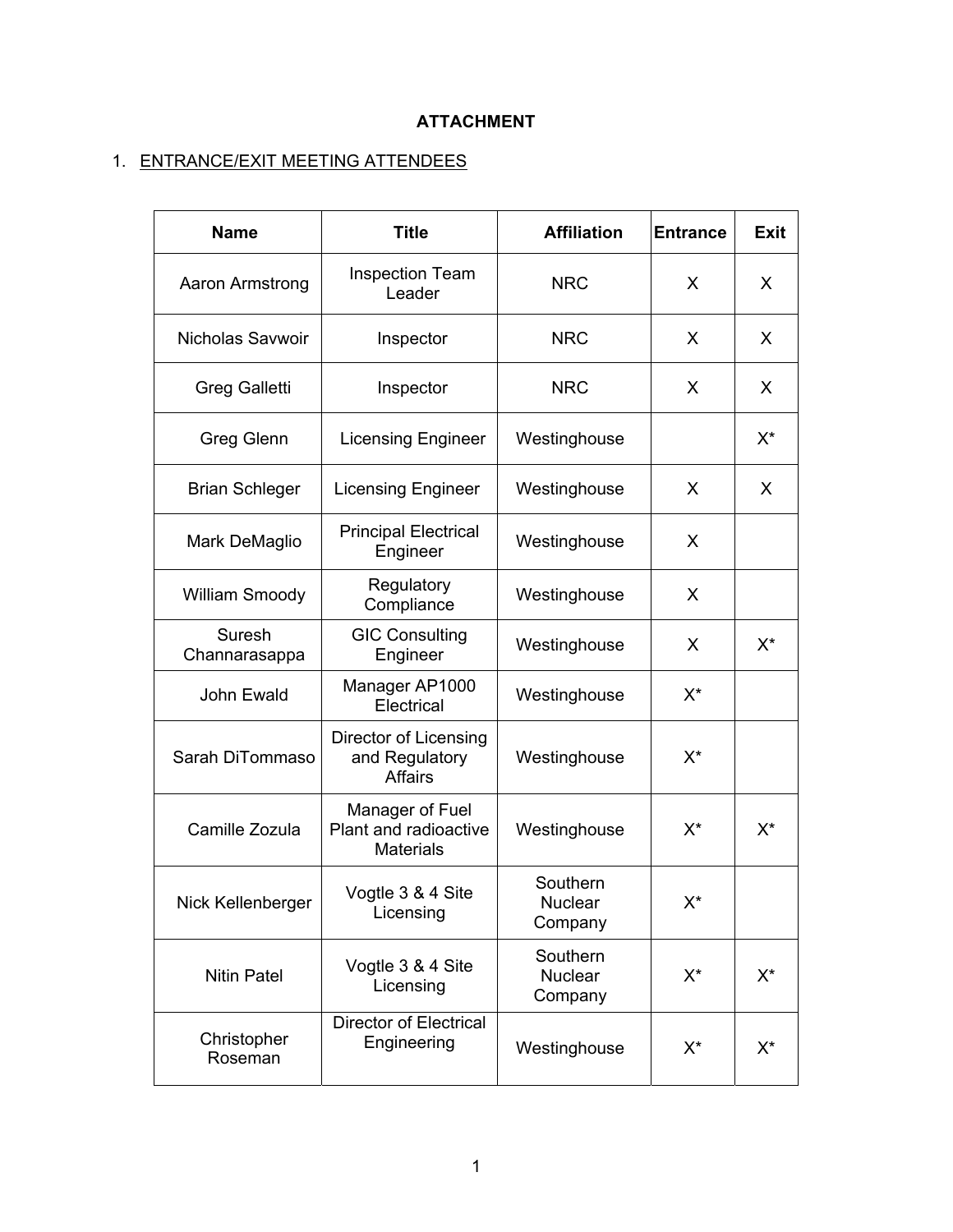**ATTACHMENT**

1. ENTRANCE/EXIT MEETING ATTENDEES

| Name | Title | Affiliation | Entrance | Exit |
|---|---|---|---|---|
| Aaron Armstrong | Inspection Team Leader | NRC | X | X |
| Nicholas Savwoir | Inspector | NRC | X | X |
| Greg Galletti | Inspector | NRC | X | X |
| Greg Glenn | Licensing Engineer | Westinghouse | | X* |
| Brian Schleger | Licensing Engineer | Westinghouse | X | X |
| Mark DeMaglio | Principal Electrical Engineer | Westinghouse | X | |
| William Smoody | Regulatory Compliance | Westinghouse | X | |
| Suresh Channarasappa | GIC Consulting Engineer | Westinghouse | X | X* |
| John Ewald | Manager AP1000 Electrical | Westinghouse | X* | |
| Sarah DiTommaso | Director of Licensing and Regulatory Affairs | Westinghouse | X* | |
| Camille Zozula | Manager of Fuel Plant and radioactive Materials | Westinghouse | X* | X* |
| Nick Kellenberger | Vogtle 3 & 4 Site Licensing | Southern Nuclear Company | X* | |
| Nitin Patel | Vogtle 3 & 4 Site Licensing | Southern Nuclear Company | X* | X* |
| Christopher Roseman | Director of Electrical Engineering | Westinghouse | X* | X* |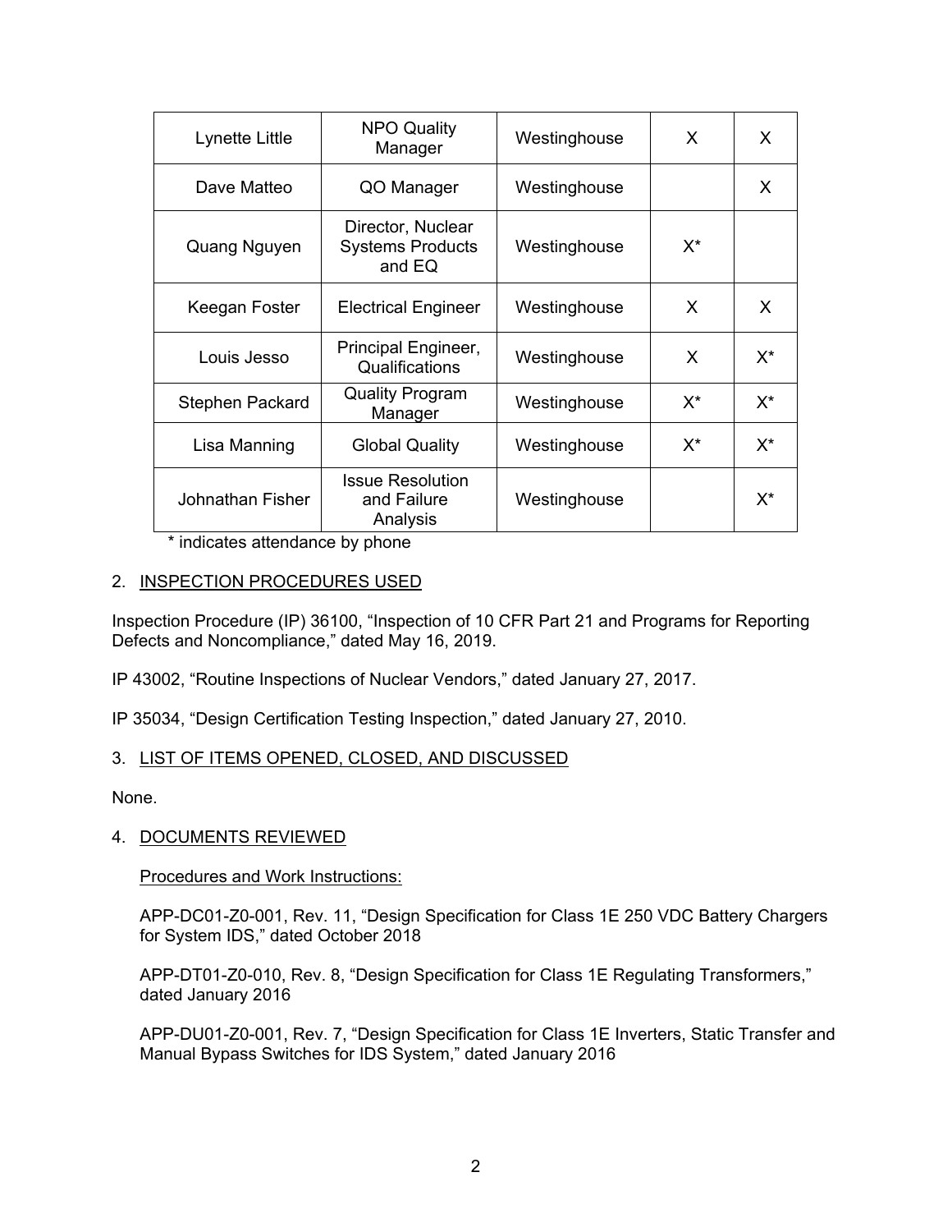| Lynette Little | NPO Quality Manager | Westinghouse | X | X |
|---|---|---|---|---|
| Dave Matteo | QO Manager | Westinghouse | | X |
| Quang Nguyen | Director, Nuclear Systems Products and EQ | Westinghouse | X* | |
| Keegan Foster | Electrical Engineer | Westinghouse | X | X |
| Louis Jesso | Principal Engineer, Qualifications | Westinghouse | X | X* |
| Stephen Packard | Quality Program Manager | Westinghouse | X* | X* |
| Lisa Manning | Global Quality | Westinghouse | X* | X* |
| Johnathan Fisher | Issue Resolution and Failure Analysis | Westinghouse | | X* |

\* indicates attendance by phone

2. INSPECTION PROCEDURES USED

Inspection Procedure (IP) 36100, "Inspection of 10 CFR Part 21 and Programs for Reporting Defects and Noncompliance," dated May 16, 2019.

IP 43002, "Routine Inspections of Nuclear Vendors," dated January 27, 2017.

IP 35034, "Design Certification Testing Inspection," dated January 27, 2010.

3. LIST OF ITEMS OPENED, CLOSED, AND DISCUSSED

None.

4. DOCUMENTS REVIEWED

Procedures and Work Instructions:

APP-DC01-Z0-001, Rev. 11, "Design Specification for Class 1E 250 VDC Battery Chargers for System IDS," dated October 2018

APP-DT01-Z0-010, Rev. 8, "Design Specification for Class 1E Regulating Transformers," dated January 2016

APP-DU01-Z0-001, Rev. 7, "Design Specification for Class 1E Inverters, Static Transfer and Manual Bypass Switches for IDS System," dated January 2016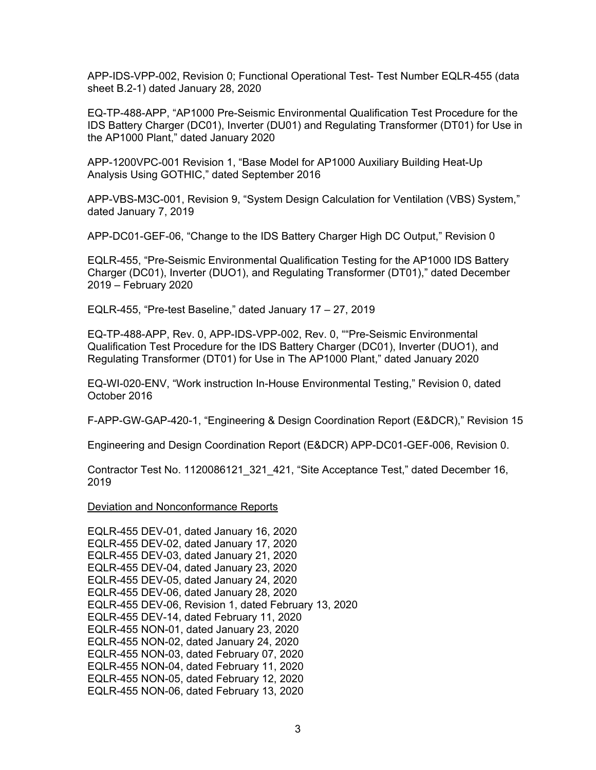APP-IDS-VPP-002, Revision 0; Functional Operational Test- Test Number EQLR-455 (data sheet B.2-1) dated January 28, 2020

EQ-TP-488-APP, "AP1000 Pre-Seismic Environmental Qualification Test Procedure for the IDS Battery Charger (DC01), Inverter (DU01) and Regulating Transformer (DT01) for Use in the AP1000 Plant," dated January 2020

APP-1200VPC-001 Revision 1, "Base Model for AP1000 Auxiliary Building Heat-Up Analysis Using GOTHIC," dated September 2016

APP-VBS-M3C-001, Revision 9, "System Design Calculation for Ventilation (VBS) System," dated January 7, 2019

APP-DC01-GEF-06, "Change to the IDS Battery Charger High DC Output," Revision 0

EQLR-455, "Pre-Seismic Environmental Qualification Testing for the AP1000 IDS Battery Charger (DC01), Inverter (DUO1), and Regulating Transformer (DT01)," dated December 2019 – February 2020

EQLR-455, "Pre-test Baseline," dated January 17 – 27, 2019

EQ-TP-488-APP, Rev. 0, APP-IDS-VPP-002, Rev. 0, ""Pre-Seismic Environmental Qualification Test Procedure for the IDS Battery Charger (DC01), Inverter (DUO1), and Regulating Transformer (DT01) for Use in The AP1000 Plant," dated January 2020

EQ-WI-020-ENV, "Work instruction In-House Environmental Testing," Revision 0, dated October 2016

F-APP-GW-GAP-420-1, "Engineering & Design Coordination Report (E&DCR)," Revision 15

Engineering and Design Coordination Report (E&DCR) APP-DC01-GEF-006, Revision 0.

Contractor Test No. 1120086121_321_421, "Site Acceptance Test," dated December 16, 2019

Deviation and Nonconformance Reports

EQLR-455 DEV-01, dated January 16, 2020
EQLR-455 DEV-02, dated January 17, 2020
EQLR-455 DEV-03, dated January 21, 2020
EQLR-455 DEV-04, dated January 23, 2020
EQLR-455 DEV-05, dated January 24, 2020
EQLR-455 DEV-06, dated January 28, 2020
EQLR-455 DEV-06, Revision 1, dated February 13, 2020
EQLR-455 DEV-14, dated February 11, 2020
EQLR-455 NON-01, dated January 23, 2020
EQLR-455 NON-02, dated January 24, 2020
EQLR-455 NON-03, dated February 07, 2020
EQLR-455 NON-04, dated February 11, 2020
EQLR-455 NON-05, dated February 12, 2020
EQLR-455 NON-06, dated February 13, 2020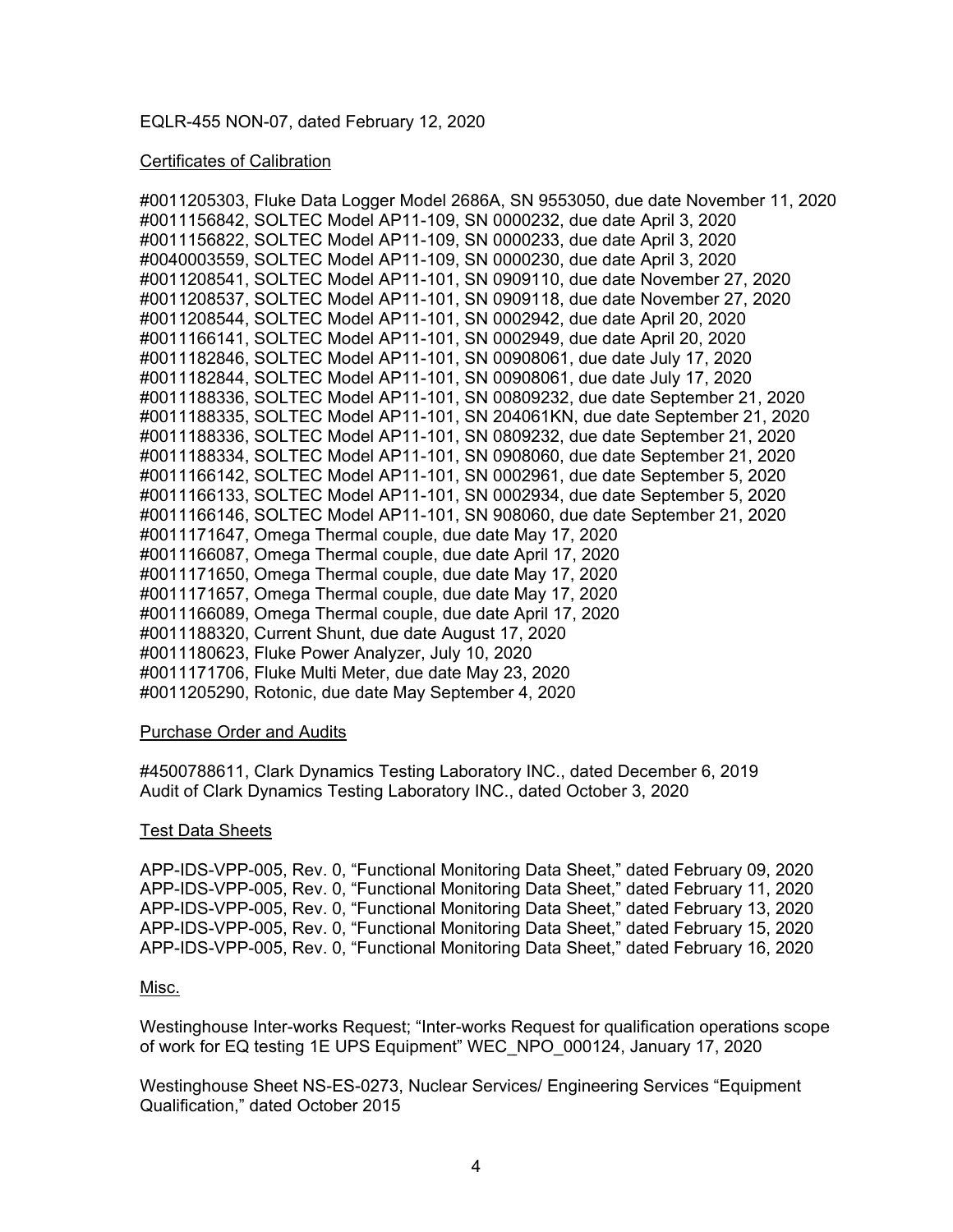EQLR-455 NON-07, dated February 12, 2020

Certificates of Calibration

#0011205303, Fluke Data Logger Model 2686A, SN 9553050, due date November 11, 2020
#0011156842, SOLTEC Model AP11-109, SN 0000232, due date April 3, 2020
#0011156822, SOLTEC Model AP11-109, SN 0000233, due date April 3, 2020
#0040003559, SOLTEC Model AP11-109, SN 0000230, due date April 3, 2020
#0011208541, SOLTEC Model AP11-101, SN 0909110, due date November 27, 2020
#0011208537, SOLTEC Model AP11-101, SN 0909118, due date November 27, 2020
#0011208544, SOLTEC Model AP11-101, SN 0002942, due date April 20, 2020
#0011166141, SOLTEC Model AP11-101, SN 0002949, due date April 20, 2020
#0011182846, SOLTEC Model AP11-101, SN 00908061, due date July 17, 2020
#0011182844, SOLTEC Model AP11-101, SN 00908061, due date July 17, 2020
#0011188336, SOLTEC Model AP11-101, SN 00809232, due date September 21, 2020
#0011188335, SOLTEC Model AP11-101, SN 204061KN, due date September 21, 2020
#0011188336, SOLTEC Model AP11-101, SN 0809232, due date September 21, 2020
#0011188334, SOLTEC Model AP11-101, SN 0908060, due date September 21, 2020
#0011166142, SOLTEC Model AP11-101, SN 0002961, due date September 5, 2020
#0011166133, SOLTEC Model AP11-101, SN 0002934, due date September 5, 2020
#0011166146, SOLTEC Model AP11-101, SN 908060, due date September 21, 2020
#0011171647, Omega Thermal couple, due date May 17, 2020
#0011166087, Omega Thermal couple, due date April 17, 2020
#0011171650, Omega Thermal couple, due date May 17, 2020
#0011171657, Omega Thermal couple, due date May 17, 2020
#0011166089, Omega Thermal couple, due date April 17, 2020
#0011188320, Current Shunt, due date August 17, 2020
#0011180623, Fluke Power Analyzer, July 10, 2020
#0011171706, Fluke Multi Meter, due date May 23, 2020
#0011205290, Rotonic, due date May September 4, 2020

Purchase Order and Audits

#4500788611, Clark Dynamics Testing Laboratory INC., dated December 6, 2019
Audit of Clark Dynamics Testing Laboratory INC., dated October 3, 2020

Test Data Sheets

APP-IDS-VPP-005, Rev. 0, "Functional Monitoring Data Sheet," dated February 09, 2020
APP-IDS-VPP-005, Rev. 0, "Functional Monitoring Data Sheet," dated February 11, 2020
APP-IDS-VPP-005, Rev. 0, "Functional Monitoring Data Sheet," dated February 13, 2020
APP-IDS-VPP-005, Rev. 0, "Functional Monitoring Data Sheet," dated February 15, 2020
APP-IDS-VPP-005, Rev. 0, "Functional Monitoring Data Sheet," dated February 16, 2020

Misc.

Westinghouse Inter-works Request; "Inter-works Request for qualification operations scope of work for EQ testing 1E UPS Equipment" WEC_NPO_000124, January 17, 2020

Westinghouse Sheet NS-ES-0273, Nuclear Services/ Engineering Services "Equipment Qualification," dated October 2015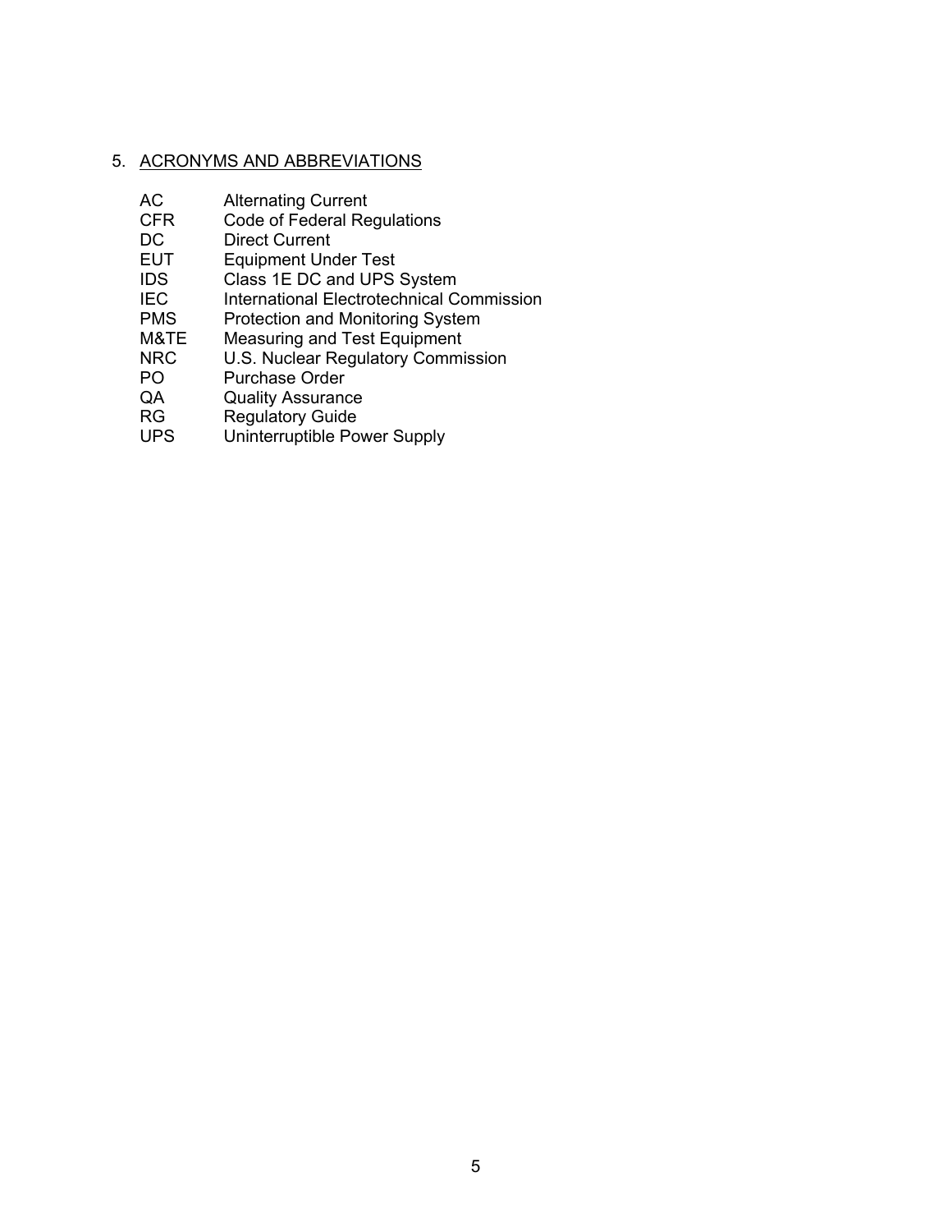## 5. ACRONYMS AND ABBREVIATIONS

| | |
|---|---|
| AC | Alternating Current |
| CFR | Code of Federal Regulations |
| DC | Direct Current |
| EUT | Equipment Under Test |
| IDS | Class 1E DC and UPS System |
| IEC | International Electrotechnical Commission |
| PMS | Protection and Monitoring System |
| M&TE | Measuring and Test Equipment |
| NRC | U.S. Nuclear Regulatory Commission |
| PO | Purchase Order |
| QA | Quality Assurance |
| RG | Regulatory Guide |
| UPS | Uninterruptible Power Supply |